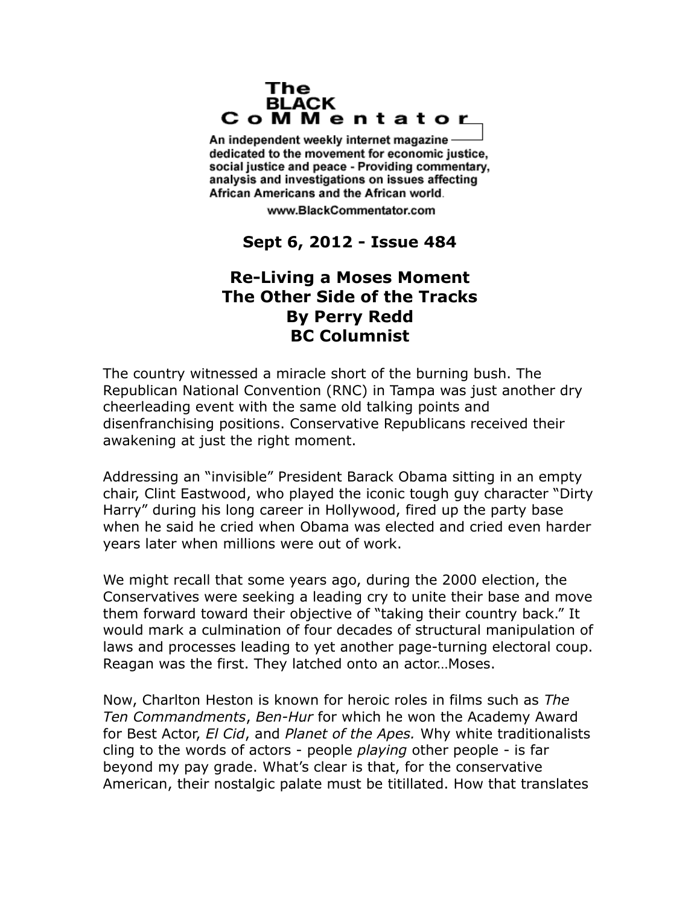**The BLACK CoMMentator**

An independent weekly internet magazine dedicated to the movement for economic justice, social justice and peace - Providing commentary, analysis and investigations on issues affecting African Americans and the African world.

www.BlackCommentator.com

**Sept 6, 2012 - Issue 484**

# Re-Living a Moses Moment
## The Other Side of the Tracks
### By Perry Redd
### BC Columnist

The country witnessed a miracle short of the burning bush. The Republican National Convention (RNC) in Tampa was just another dry cheerleading event with the same old talking points and disenfranchising positions. Conservative Republicans received their awakening at just the right moment.

Addressing an "invisible" President Barack Obama sitting in an empty chair, Clint Eastwood, who played the iconic tough guy character "Dirty Harry" during his long career in Hollywood, fired up the party base when he said he cried when Obama was elected and cried even harder years later when millions were out of work.

We might recall that some years ago, during the 2000 election, the Conservatives were seeking a leading cry to unite their base and move them forward toward their objective of "taking their country back." It would mark a culmination of four decades of structural manipulation of laws and processes leading to yet another page-turning electoral coup. Reagan was the first. They latched onto an actor…Moses.

Now, Charlton Heston is known for heroic roles in films such as *The Ten Commandments*, *Ben-Hur* for which he won the Academy Award for Best Actor, *El Cid*, and *Planet of the Apes.* Why white traditionalists cling to the words of actors - people *playing* other people - is far beyond my pay grade. What's clear is that, for the conservative American, their nostalgic palate must be titillated. How that translates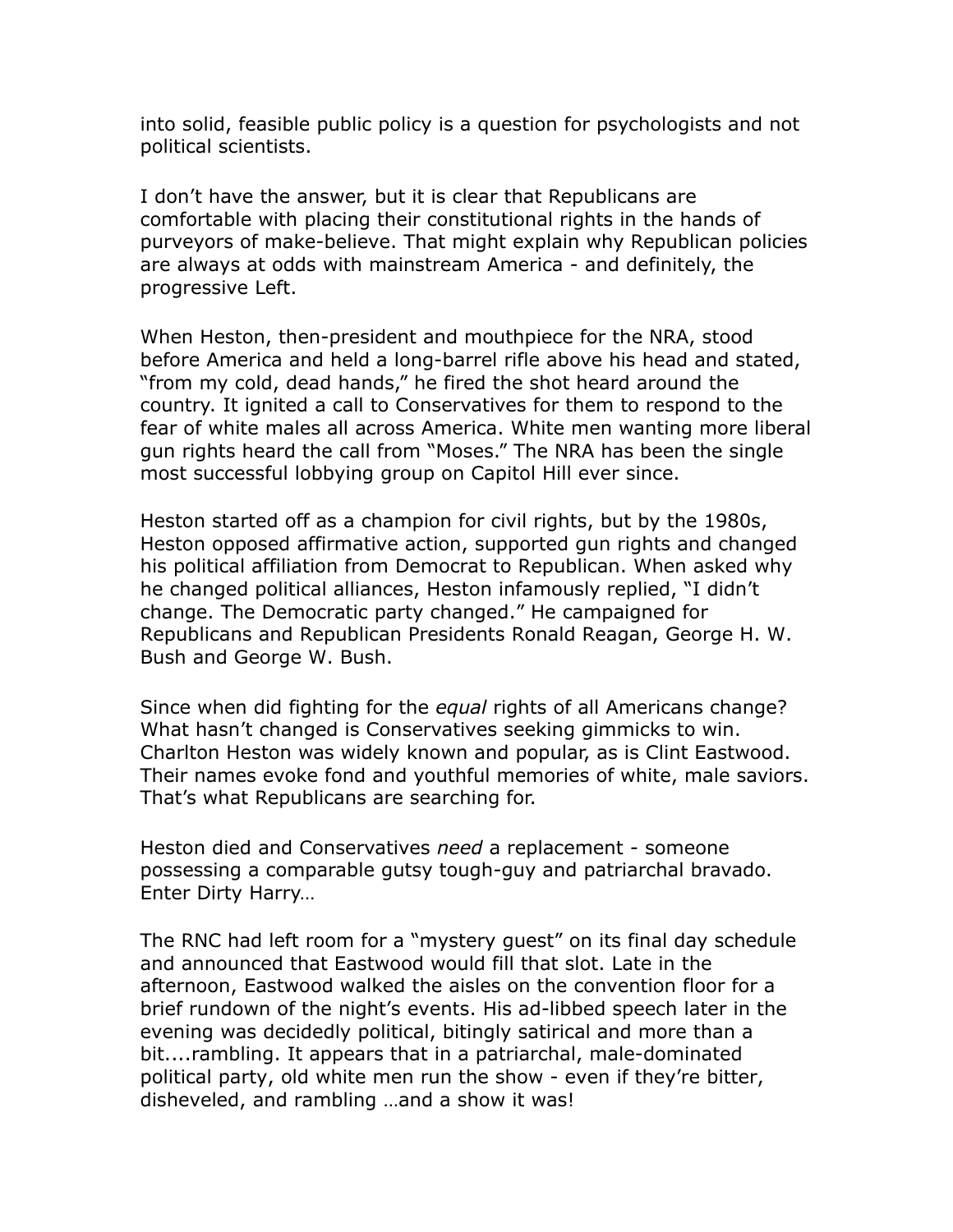into solid, feasible public policy is a question for psychologists and not political scientists.

I don't have the answer, but it is clear that Republicans are comfortable with placing their constitutional rights in the hands of purveyors of make-believe. That might explain why Republican policies are always at odds with mainstream America - and definitely, the progressive Left.

When Heston, then-president and mouthpiece for the NRA, stood before America and held a long-barrel rifle above his head and stated, "from my cold, dead hands," he fired the shot heard around the country. It ignited a call to Conservatives for them to respond to the fear of white males all across America. White men wanting more liberal gun rights heard the call from "Moses." The NRA has been the single most successful lobbying group on Capitol Hill ever since.

Heston started off as a champion for civil rights, but by the 1980s, Heston opposed affirmative action, supported gun rights and changed his political affiliation from Democrat to Republican. When asked why he changed political alliances, Heston infamously replied, "I didn't change. The Democratic party changed." He campaigned for Republicans and Republican Presidents Ronald Reagan, George H. W. Bush and George W. Bush.

Since when did fighting for the *equal* rights of all Americans change? What hasn't changed is Conservatives seeking gimmicks to win. Charlton Heston was widely known and popular, as is Clint Eastwood. Their names evoke fond and youthful memories of white, male saviors. That's what Republicans are searching for.

Heston died and Conservatives *need* a replacement - someone possessing a comparable gutsy tough-guy and patriarchal bravado. Enter Dirty Harry…

The RNC had left room for a "mystery guest" on its final day schedule and announced that Eastwood would fill that slot. Late in the afternoon, Eastwood walked the aisles on the convention floor for a brief rundown of the night's events. His ad-libbed speech later in the evening was decidedly political, bitingly satirical and more than a bit....rambling. It appears that in a patriarchal, male-dominated political party, old white men run the show - even if they're bitter, disheveled, and rambling …and a show it was!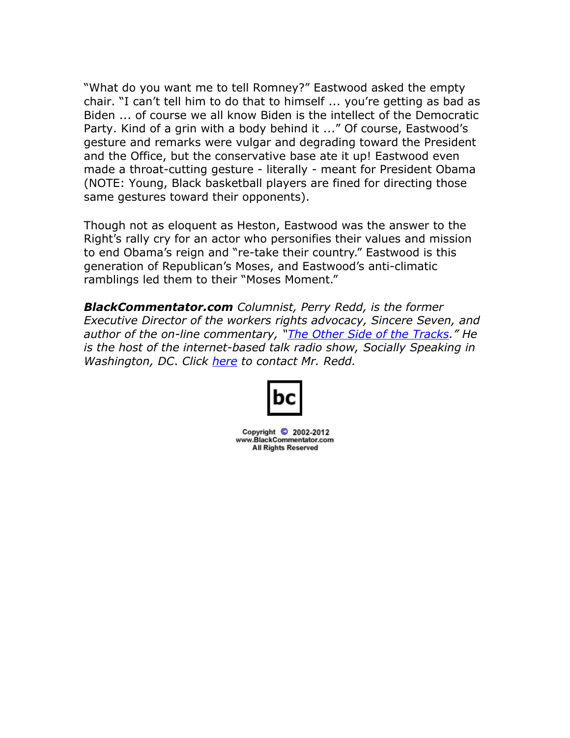"What do you want me to tell Romney?" Eastwood asked the empty chair. "I can't tell him to do that to himself ... you're getting as bad as Biden ... of course we all know Biden is the intellect of the Democratic Party. Kind of a grin with a body behind it ..." Of course, Eastwood's gesture and remarks were vulgar and degrading toward the President and the Office, but the conservative base ate it up! Eastwood even made a throat-cutting gesture - literally - meant for President Obama (NOTE: Young, Black basketball players are fined for directing those same gestures toward their opponents).

Though not as eloquent as Heston, Eastwood was the answer to the Right's rally cry for an actor who personifies their values and mission to end Obama's reign and "re-take their country." Eastwood is this generation of Republican's Moses, and Eastwood's anti-climatic ramblings led them to their "Moses Moment."

***BlackCommentator.com** Columnist, Perry Redd, is the former Executive Director of the workers rights advocacy, Sincere Seven, and author of the on-line commentary, "[The Other Side of the Tracks](). " He is the host of the internet-based talk radio show, Socially Speaking in Washington, DC. Click [here]() to contact Mr. Redd.*

bc

Copyright © 2002-2012
www.BlackCommentator.com
All Rights Reserved